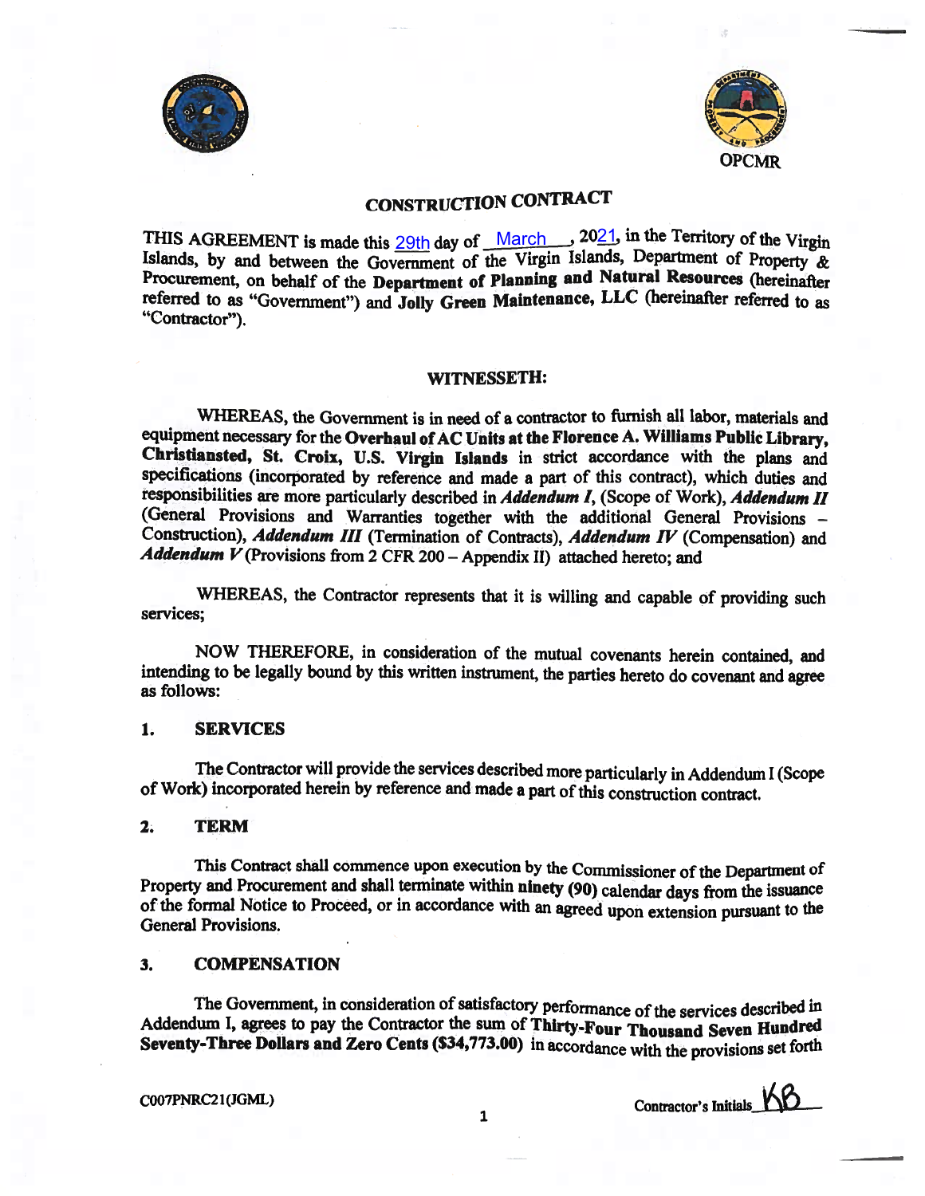OPCMR

# CONSTRUCTION CONTRACT

THIS AGREEMENT is made this 29th day of March, 2021, in the Territory of the Virgin Islands, by and between the Government of the Virgin Islands, Department of Property & Procurement, on behalf of the **Department of Planning and Natural Resources** (hereinafter referred to as "Government") and **Jolly Green Maintenance, LLC** (hereinafter referred to as "Contractor").

## WITNESSETH:

WHEREAS, the Government is in need of a contractor to furnish all labor, materials and equipment necessary for the **Overhaul of AC Units at the Florence A. Williams Public Library, Christiansted, St. Croix, U.S. Virgin Islands** in strict accordance with the plans and specifications (incorporated by reference and made a part of this contract), which duties and responsibilities are more particularly described in ***Addendum I***, (Scope of Work), ***Addendum II*** (General Provisions and Warranties together with the additional General Provisions – Construction), ***Addendum III*** (Termination of Contracts), ***Addendum IV*** (Compensation) and ***Addendum V*** (Provisions from 2 CFR 200 – Appendix II) attached hereto; and

WHEREAS, the Contractor represents that it is willing and capable of providing such services;

NOW THEREFORE, in consideration of the mutual covenants herein contained, and intending to be legally bound by this written instrument, the parties hereto do covenant and agree as follows:

### 1. SERVICES

The Contractor will provide the services described more particularly in Addendum I (Scope of Work) incorporated herein by reference and made a part of this construction contract.

### 2. TERM

This Contract shall commence upon execution by the Commissioner of the Department of Property and Procurement and shall terminate within **ninety (90)** calendar days from the issuance of the formal Notice to Proceed, or in accordance with an agreed upon extension pursuant to the General Provisions.

### 3. COMPENSATION

The Government, in consideration of satisfactory performance of the services described in Addendum I, agrees to pay the Contractor the sum of **Thirty-Four Thousand Seven Hundred Seventy-Three Dollars and Zero Cents ($34,773.00)** in accordance with the provisions set forth

C007PNRC21(JGML)

Contractor's Initials KB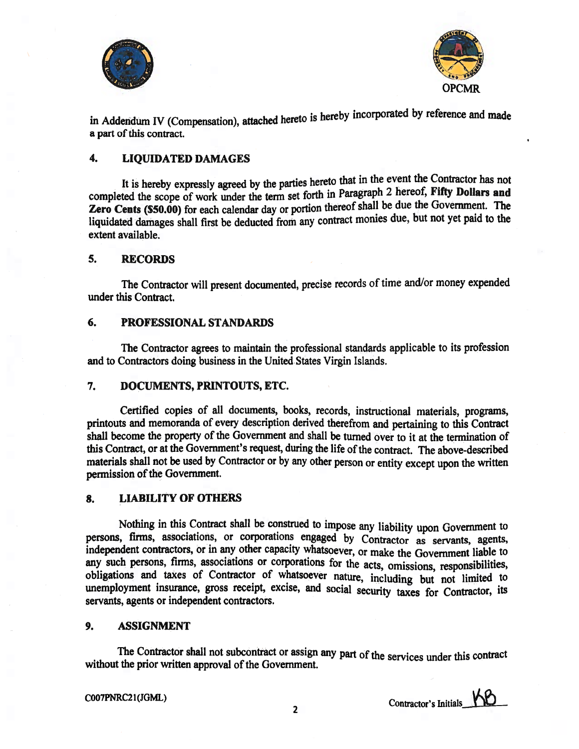in Addendum IV (Compensation), attached hereto is hereby incorporated by reference and made a part of this contract.

## 4. LIQUIDATED DAMAGES

It is hereby expressly agreed by the parties hereto that in the event the Contractor has not completed the scope of work under the term set forth in Paragraph 2 hereof, **Fifty Dollars and Zero Cents ($50.00)** for each calendar day or portion thereof shall be due the Government. The liquidated damages shall first be deducted from any contract monies due, but not yet paid to the extent available.

## 5. RECORDS

The Contractor will present documented, precise records of time and/or money expended under this Contract.

## 6. PROFESSIONAL STANDARDS

The Contractor agrees to maintain the professional standards applicable to its profession and to Contractors doing business in the United States Virgin Islands.

## 7. DOCUMENTS, PRINTOUTS, ETC.

Certified copies of all documents, books, records, instructional materials, programs, printouts and memoranda of every description derived therefrom and pertaining to this Contract shall become the property of the Government and shall be turned over to it at the termination of this Contract, or at the Government's request, during the life of the contract. The above-described materials shall not be used by Contractor or by any other person or entity except upon the written permission of the Government.

## 8. LIABILITY OF OTHERS

Nothing in this Contract shall be construed to impose any liability upon Government to persons, firms, associations, or corporations engaged by Contractor as servants, agents, independent contractors, or in any other capacity whatsoever, or make the Government liable to any such persons, firms, associations or corporations for the acts, omissions, responsibilities, obligations and taxes of Contractor of whatsoever nature, including but not limited to unemployment insurance, gross receipt, excise, and social security taxes for Contractor, its servants, agents or independent contractors.

## 9. ASSIGNMENT

The Contractor shall not subcontract or assign any part of the services under this contract without the prior written approval of the Government.

C007PNRC21(JGML)

Contractor's Initials KB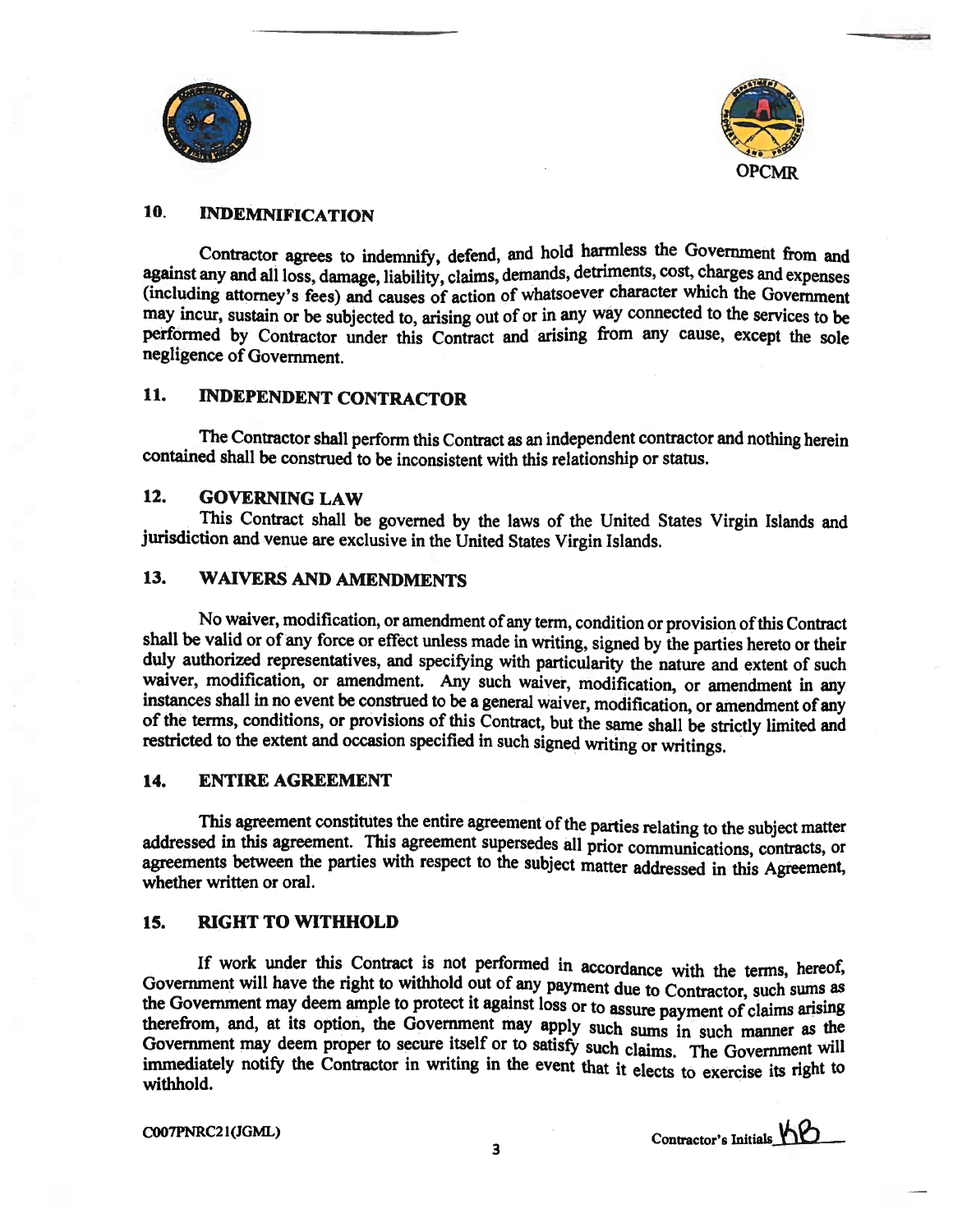OPCMR

## 10. INDEMNIFICATION

Contractor agrees to indemnify, defend, and hold harmless the Government from and against any and all loss, damage, liability, claims, demands, detriments, cost, charges and expenses (including attorney's fees) and causes of action of whatsoever character which the Government may incur, sustain or be subjected to, arising out of or in any way connected to the services to be performed by Contractor under this Contract and arising from any cause, except the sole negligence of Government.

## 11. INDEPENDENT CONTRACTOR

The Contractor shall perform this Contract as an independent contractor and nothing herein contained shall be construed to be inconsistent with this relationship or status.

## 12. GOVERNING LAW

This Contract shall be governed by the laws of the United States Virgin Islands and jurisdiction and venue are exclusive in the United States Virgin Islands.

## 13. WAIVERS AND AMENDMENTS

No waiver, modification, or amendment of any term, condition or provision of this Contract shall be valid or of any force or effect unless made in writing, signed by the parties hereto or their duly authorized representatives, and specifying with particularity the nature and extent of such waiver, modification, or amendment. Any such waiver, modification, or amendment in any instances shall in no event be construed to be a general waiver, modification, or amendment of any of the terms, conditions, or provisions of this Contract, but the same shall be strictly limited and restricted to the extent and occasion specified in such signed writing or writings.

## 14. ENTIRE AGREEMENT

This agreement constitutes the entire agreement of the parties relating to the subject matter addressed in this agreement. This agreement supersedes all prior communications, contracts, or agreements between the parties with respect to the subject matter addressed in this Agreement, whether written or oral.

## 15. RIGHT TO WITHHOLD

If work under this Contract is not performed in accordance with the terms, hereof, Government will have the right to withhold out of any payment due to Contractor, such sums as the Government may deem ample to protect it against loss or to assure payment of claims arising therefrom, and, at its option, the Government may apply such sums in such manner as the Government may deem proper to secure itself or to satisfy such claims. The Government will immediately notify the Contractor in writing in the event that it elects to exercise its right to withhold.

C007PNRC21(JGML)

Contractor's Initials KB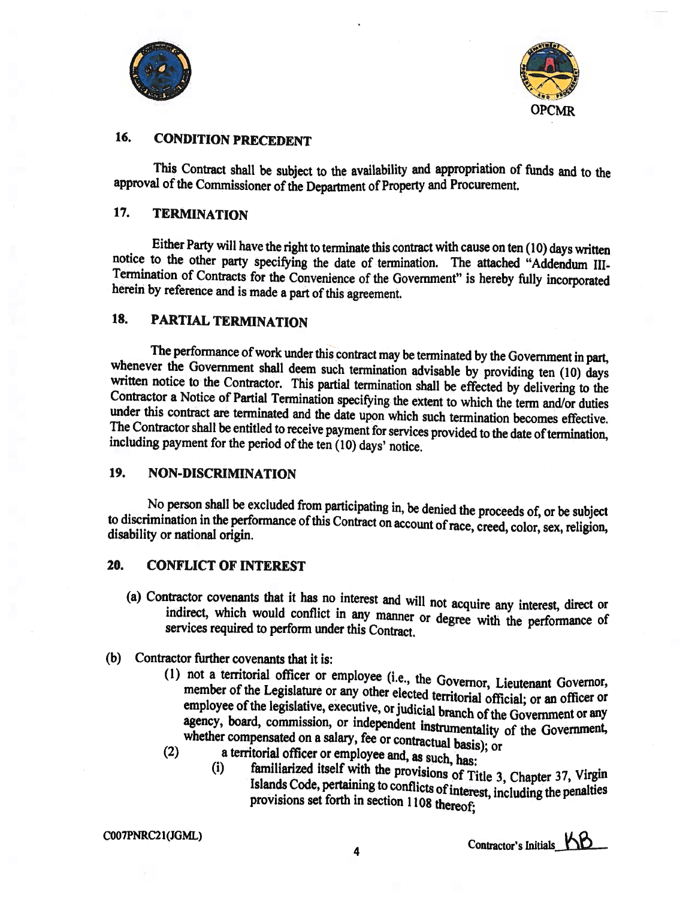OPCMR

## 16. CONDITION PRECEDENT

This Contract shall be subject to the availability and appropriation of funds and to the approval of the Commissioner of the Department of Property and Procurement.

## 17. TERMINATION

Either Party will have the right to terminate this contract with cause on ten (10) days written notice to the other party specifying the date of termination. The attached "Addendum III-Termination of Contracts for the Convenience of the Government" is hereby fully incorporated herein by reference and is made a part of this agreement.

## 18. PARTIAL TERMINATION

The performance of work under this contract may be terminated by the Government in part, whenever the Government shall deem such termination advisable by providing ten (10) days written notice to the Contractor. This partial termination shall be effected by delivering to the Contractor a Notice of Partial Termination specifying the extent to which the term and/or duties under this contract are terminated and the date upon which such termination becomes effective. The Contractor shall be entitled to receive payment for services provided to the date of termination, including payment for the period of the ten (10) days' notice.

## 19. NON-DISCRIMINATION

No person shall be excluded from participating in, be denied the proceeds of, or be subject to discrimination in the performance of this Contract on account of race, creed, color, sex, religion, disability or national origin.

## 20. CONFLICT OF INTEREST

(a) Contractor covenants that it has no interest and will not acquire any interest, direct or indirect, which would conflict in any manner or degree with the performance of services required to perform under this Contract.

(b) Contractor further covenants that it is:

(1) not a territorial officer or employee (i.e., the Governor, Lieutenant Governor, member of the Legislature or any other elected territorial official; or an officer or employee of the legislative, executive, or judicial branch of the Government or any agency, board, commission, or independent instrumentality of the Government, whether compensated on a salary, fee or contractual basis); or

(2) a territorial officer or employee and, as such, has:

(i) familiarized itself with the provisions of Title 3, Chapter 37, Virgin Islands Code, pertaining to conflicts of interest, including the penalties provisions set forth in section 1108 thereof;

C007PNRC21(JGML)

Contractor's Initials KB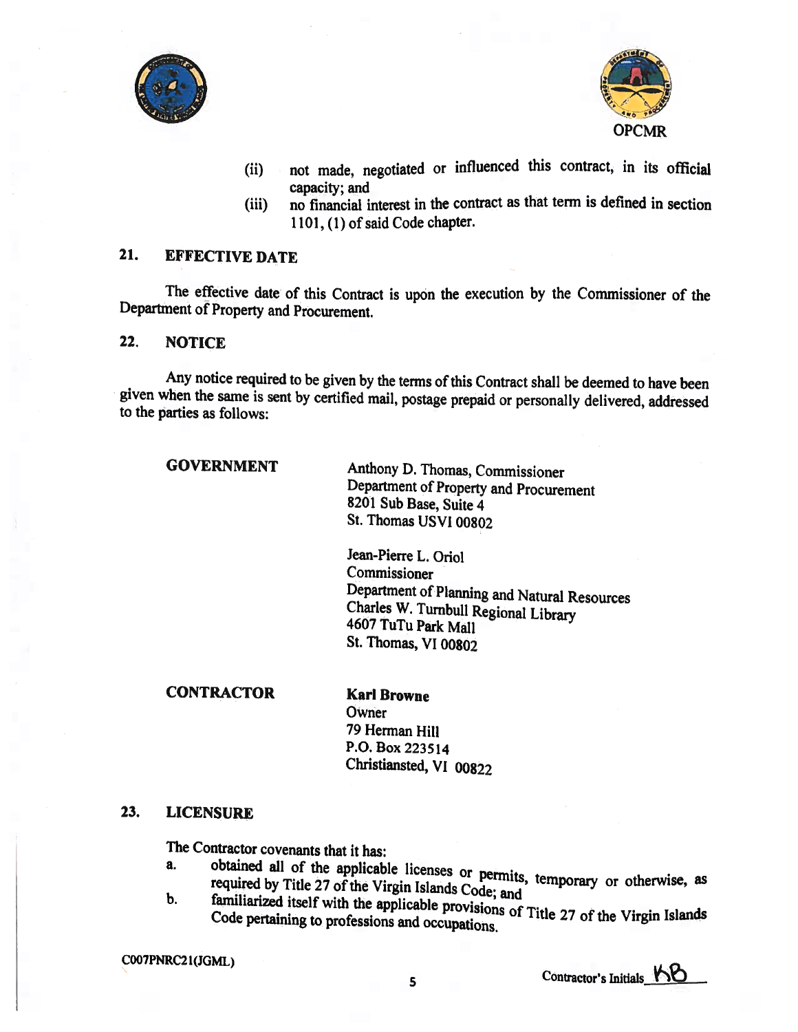(ii) not made, negotiated or influenced this contract, in its official capacity; and

(iii) no financial interest in the contract as that term is defined in section 1101, (1) of said Code chapter.

## 21. EFFECTIVE DATE

The effective date of this Contract is upon the execution by the Commissioner of the Department of Property and Procurement.

## 22. NOTICE

Any notice required to be given by the terms of this Contract shall be deemed to have been given when the same is sent by certified mail, postage prepaid or personally delivered, addressed to the parties as follows:

**GOVERNMENT**

Anthony D. Thomas, Commissioner
Department of Property and Procurement
8201 Sub Base, Suite 4
St. Thomas USVI 00802

Jean-Pierre L. Oriol
Commissioner
Department of Planning and Natural Resources
Charles W. Turnbull Regional Library
4607 TuTu Park Mall
St. Thomas, VI 00802

**CONTRACTOR**

**Karl Browne**
Owner
79 Herman Hill
P.O. Box 223514
Christiansted, VI 00822

## 23. LICENSURE

The Contractor covenants that it has:

a. obtained all of the applicable licenses or permits, temporary or otherwise, as required by Title 27 of the Virgin Islands Code; and

b. familiarized itself with the applicable provisions of Title 27 of the Virgin Islands Code pertaining to professions and occupations.

C007PNRC21(JGML)

Contractor's Initials KB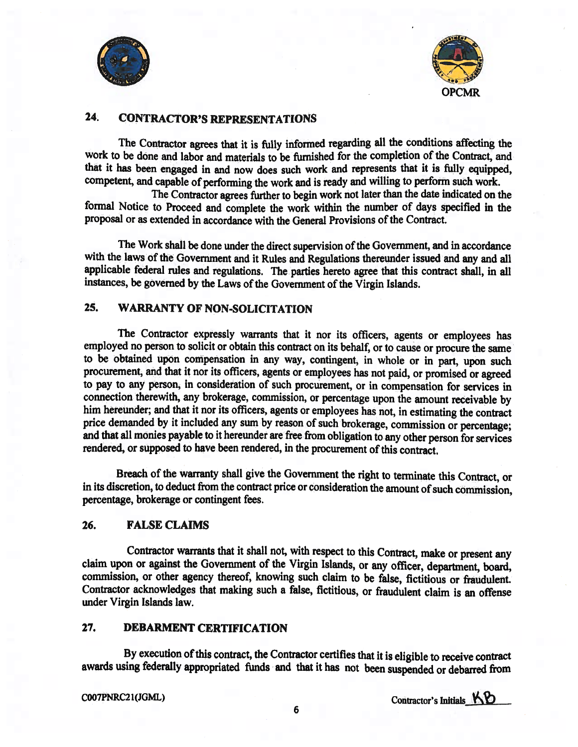OPCMR

## 24. CONTRACTOR'S REPRESENTATIONS

The Contractor agrees that it is fully informed regarding all the conditions affecting the work to be done and labor and materials to be furnished for the completion of the Contract, and that it has been engaged in and now does such work and represents that it is fully equipped, competent, and capable of performing the work and is ready and willing to perform such work.

The Contractor agrees further to begin work not later than the date indicated on the formal Notice to Proceed and complete the work within the number of days specified in the proposal or as extended in accordance with the General Provisions of the Contract.

The Work shall be done under the direct supervision of the Government, and in accordance with the laws of the Government and it Rules and Regulations thereunder issued and any and all applicable federal rules and regulations. The parties hereto agree that this contract shall, in all instances, be governed by the Laws of the Government of the Virgin Islands.

## 25. WARRANTY OF NON-SOLICITATION

The Contractor expressly warrants that it nor its officers, agents or employees has employed no person to solicit or obtain this contract on its behalf, or to cause or procure the same to be obtained upon compensation in any way, contingent, in whole or in part, upon such procurement, and that it nor its officers, agents or employees has not paid, or promised or agreed to pay to any person, in consideration of such procurement, or in compensation for services in connection therewith, any brokerage, commission, or percentage upon the amount receivable by him hereunder; and that it nor its officers, agents or employees has not, in estimating the contract price demanded by it included any sum by reason of such brokerage, commission or percentage; and that all monies payable to it hereunder are free from obligation to any other person for services rendered, or supposed to have been rendered, in the procurement of this contract.

Breach of the warranty shall give the Government the right to terminate this Contract, or in its discretion, to deduct from the contract price or consideration the amount of such commission, percentage, brokerage or contingent fees.

## 26. FALSE CLAIMS

Contractor warrants that it shall not, with respect to this Contract, make or present any claim upon or against the Government of the Virgin Islands, or any officer, department, board, commission, or other agency thereof, knowing such claim to be false, fictitious or fraudulent. Contractor acknowledges that making such a false, fictitious, or fraudulent claim is an offense under Virgin Islands law.

## 27. DEBARMENT CERTIFICATION

By execution of this contract, the Contractor certifies that it is eligible to receive contract awards using federally appropriated funds and that it has not been suspended or debarred from

C007PNRC21(JGML)

Contractor's Initials KB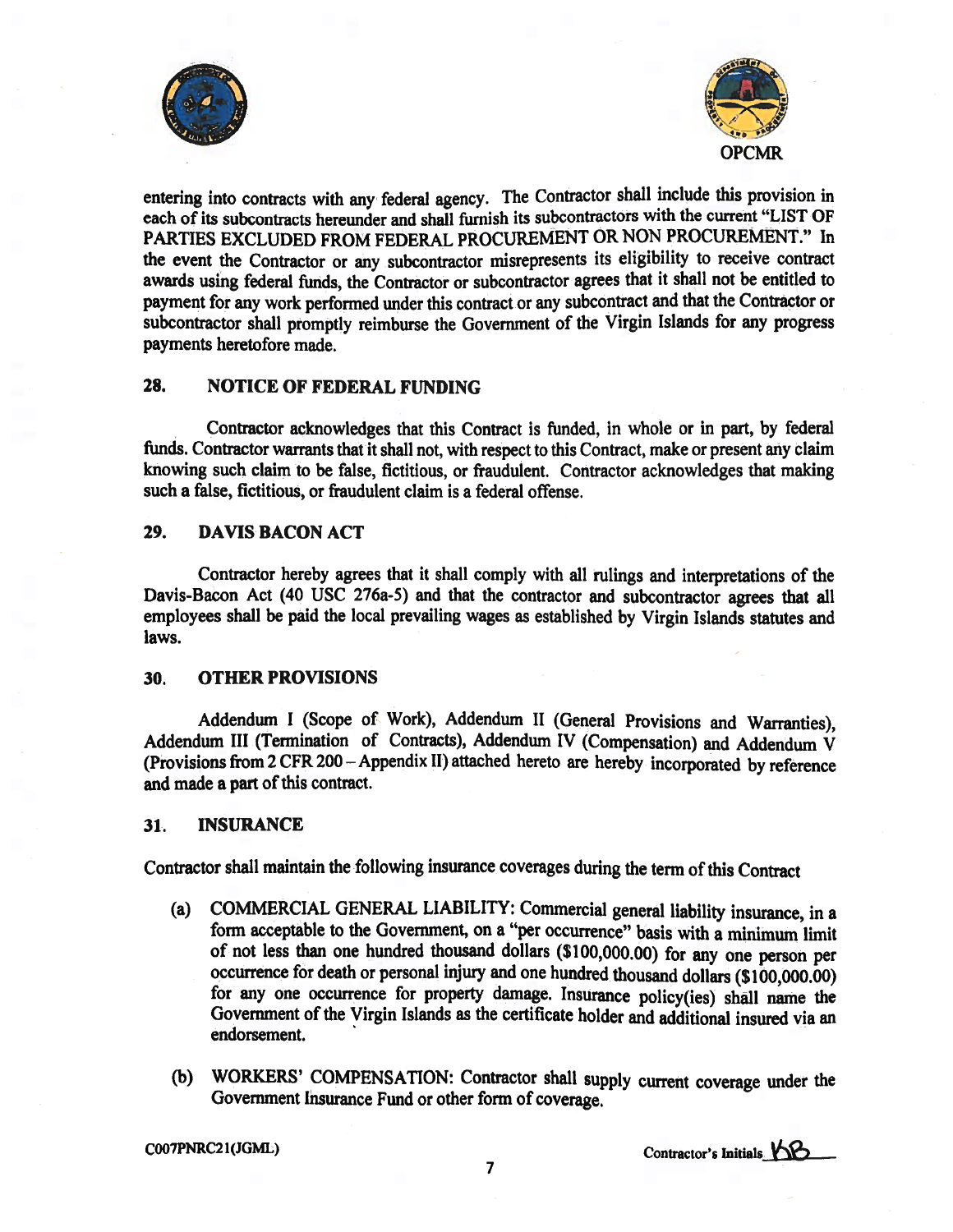entering into contracts with any federal agency. The Contractor shall include this provision in each of its subcontracts hereunder and shall furnish its subcontractors with the current "LIST OF PARTIES EXCLUDED FROM FEDERAL PROCUREMENT OR NON PROCUREMENT." In the event the Contractor or any subcontractor misrepresents its eligibility to receive contract awards using federal funds, the Contractor or subcontractor agrees that it shall not be entitled to payment for any work performed under this contract or any subcontract and that the Contractor or subcontractor shall promptly reimburse the Government of the Virgin Islands for any progress payments heretofore made.

## 28. NOTICE OF FEDERAL FUNDING

Contractor acknowledges that this Contract is funded, in whole or in part, by federal funds. Contractor warrants that it shall not, with respect to this Contract, make or present any claim knowing such claim to be false, fictitious, or fraudulent. Contractor acknowledges that making such a false, fictitious, or fraudulent claim is a federal offense.

## 29. DAVIS BACON ACT

Contractor hereby agrees that it shall comply with all rulings and interpretations of the Davis-Bacon Act (40 USC 276a-5) and that the contractor and subcontractor agrees that all employees shall be paid the local prevailing wages as established by Virgin Islands statutes and laws.

## 30. OTHER PROVISIONS

Addendum I (Scope of Work), Addendum II (General Provisions and Warranties), Addendum III (Termination of Contracts), Addendum IV (Compensation) and Addendum V (Provisions from 2 CFR 200 – Appendix II) attached hereto are hereby incorporated by reference and made a part of this contract.

## 31. INSURANCE

Contractor shall maintain the following insurance coverages during the term of this Contract

(a) COMMERCIAL GENERAL LIABILITY: Commercial general liability insurance, in a form acceptable to the Government, on a "per occurrence" basis with a minimum limit of not less than one hundred thousand dollars ($100,000.00) for any one person per occurrence for death or personal injury and one hundred thousand dollars ($100,000.00) for any one occurrence for property damage. Insurance policy(ies) shall name the Government of the Virgin Islands as the certificate holder and additional insured via an endorsement.

(b) WORKERS' COMPENSATION: Contractor shall supply current coverage under the Government Insurance Fund or other form of coverage.

C007PNRC21(JGML)

Contractor's Initials KB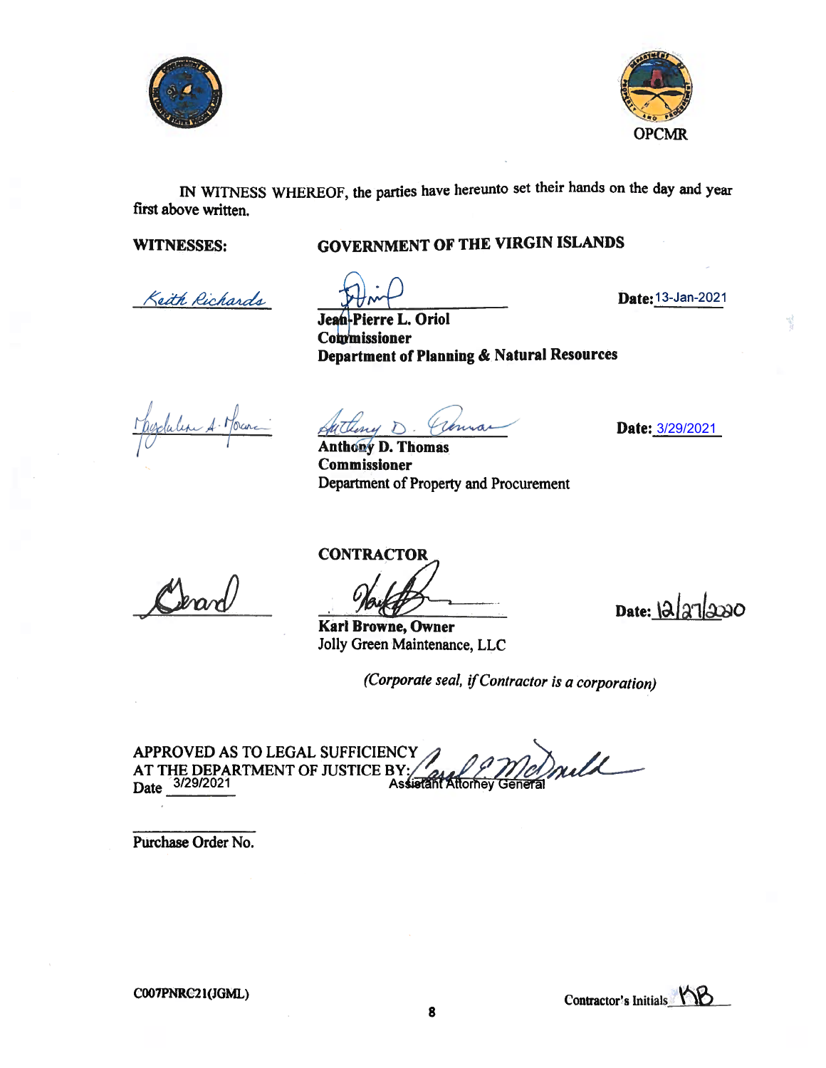OPCMR

IN WITNESS WHEREOF, the parties have hereunto set their hands on the day and year first above written.

**WITNESSES:** **GOVERNMENT OF THE VIRGIN ISLANDS**

Keith Richards

**Jean-Pierre L. Oriol**
**Commissioner**
**Department of Planning & Natural Resources**

**Date:** 13-Jan-2021

**Anthony D. Thomas**
**Commissioner**
Department of Property and Procurement

**Date:** 3/29/2021

**CONTRACTOR**

**Karl Browne, Owner**
Jolly Green Maintenance, LLC

**Date:** 12/27/2020

*(Corporate seal, if Contractor is a corporation)*

APPROVED AS TO LEGAL SUFFICIENCY
AT THE DEPARTMENT OF JUSTICE BY: ______________
Assistant Attorney General
Date 3/29/2021

______________
Purchase Order No.

C007PNRC21(JGML)

Contractor's Initials KB